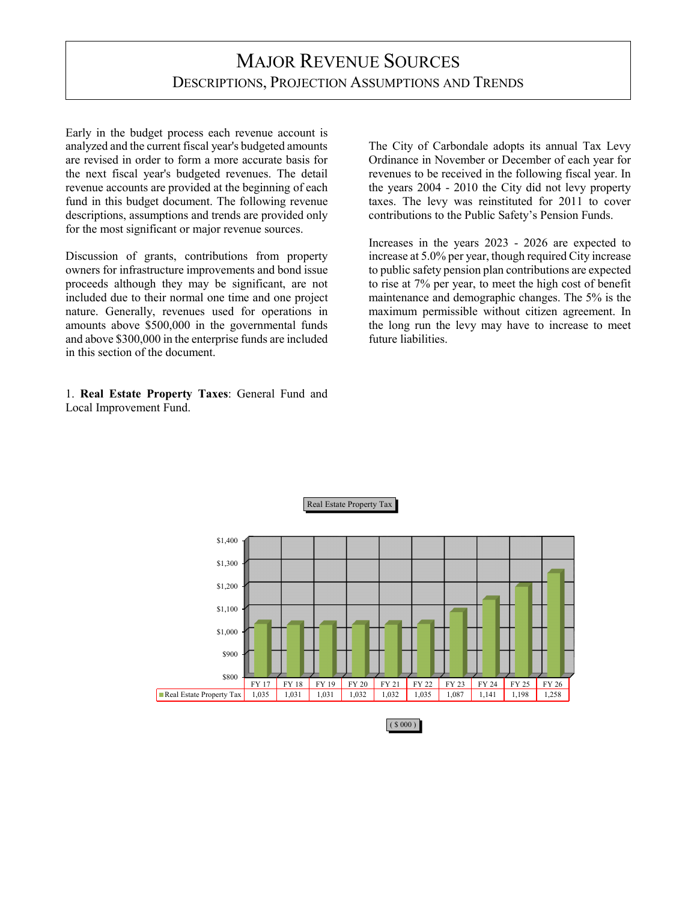# Major Revenue Sources

## Descriptions, Projection Assumptions and Trends

Early in the budget process each revenue account is analyzed and the current fiscal year's budgeted amounts are revised in order to form a more accurate basis for the next fiscal year's budgeted revenues. The detail revenue accounts are provided at the beginning of each fund in this budget document. The following revenue descriptions, assumptions and trends are provided only for the most significant or major revenue sources.

Discussion of grants, contributions from property owners for infrastructure improvements and bond issue proceeds although they may be significant, are not included due to their normal one time and one project nature. Generally, revenues used for operations in amounts above $500,000 in the governmental funds and above $300,000 in the enterprise funds are included in this section of the document.

1. **Real Estate Property Taxes**: General Fund and Local Improvement Fund.

The City of Carbondale adopts its annual Tax Levy Ordinance in November or December of each year for revenues to be received in the following fiscal year. In the years 2004 - 2010 the City did not levy property taxes. The levy was reinstituted for 2011 to cover contributions to the Public Safety's Pension Funds.

Increases in the years 2023 - 2026 are expected to increase at 5.0% per year, though required City increase to public safety pension plan contributions are expected to rise at 7% per year, to meet the high cost of benefit maintenance and demographic changes. The 5% is the maximum permissible without citizen agreement. In the long run the levy may have to increase to meet future liabilities.

Real Estate Property Tax

$1,400
$1,300
$1,200
$1,100
$1,000
$900
$800

FY 17, FY 18, FY 19, FY 20, FY 21, FY 22, FY 23, FY 24, FY 25, FY 26

Real Estate Property Tax: 1,035, 1,031, 1,031, 1,032, 1,032, 1,035, 1,087, 1,141, 1,198, 1,258

( $ 000 )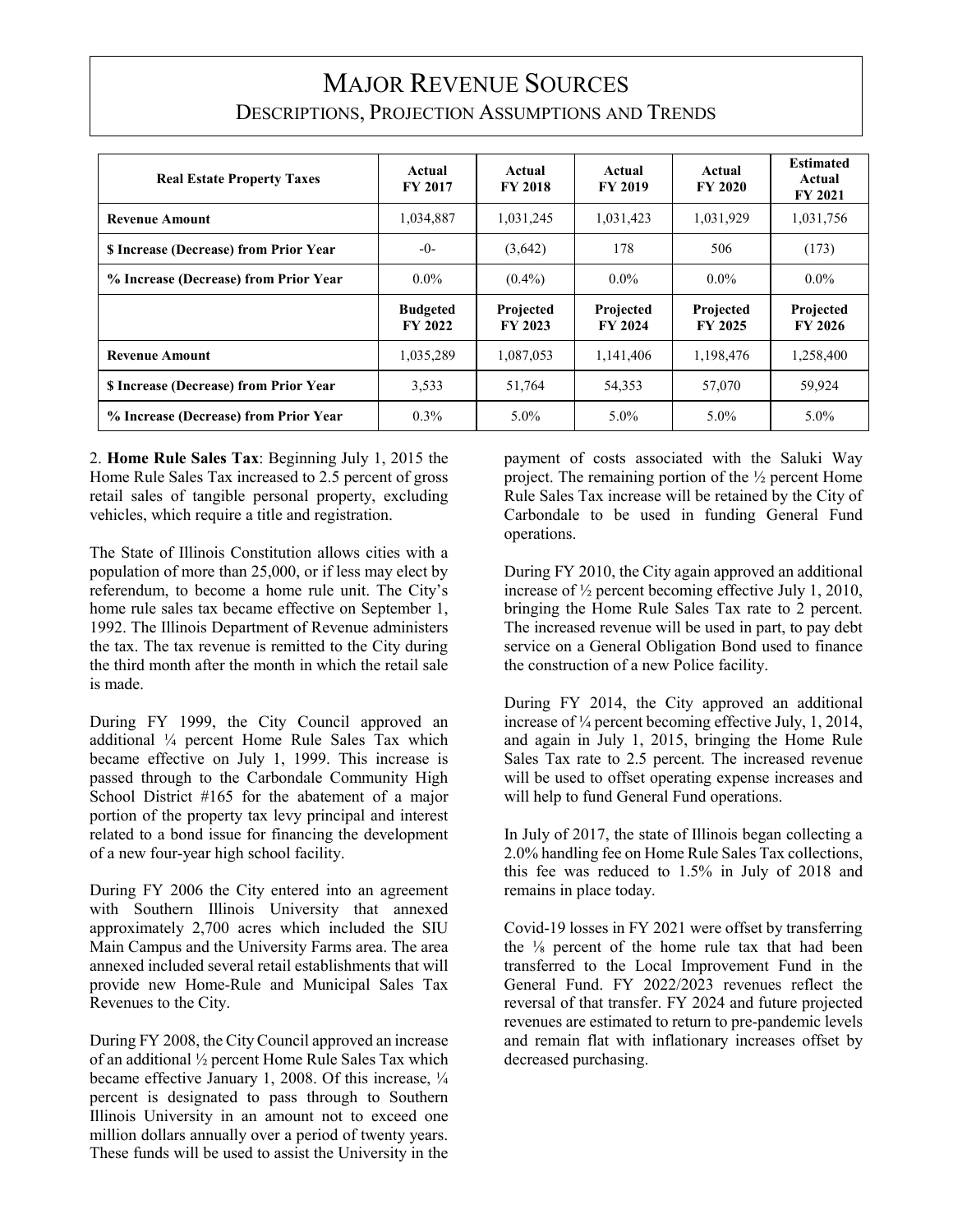# Major Revenue Sources

## Descriptions, Projection Assumptions and Trends

| Real Estate Property Taxes | Actual FY 2017 | Actual FY 2018 | Actual FY 2019 | Actual FY 2020 | Estimated Actual FY 2021 |
|---|---|---|---|---|---|
| **Revenue Amount** | 1,034,887 | 1,031,245 | 1,031,423 | 1,031,929 | 1,031,756 |
| **$ Increase (Decrease) from Prior Year** | -0- | (3,642) | 178 | 506 | (173) |
| **% Increase (Decrease) from Prior Year** | 0.0% | (0.4%) | 0.0% | 0.0% | 0.0% |
| | **Budgeted FY 2022** | **Projected FY 2023** | **Projected FY 2024** | **Projected FY 2025** | **Projected FY 2026** |
| **Revenue Amount** | 1,035,289 | 1,087,053 | 1,141,406 | 1,198,476 | 1,258,400 |
| **$ Increase (Decrease) from Prior Year** | 3,533 | 51,764 | 54,353 | 57,070 | 59,924 |
| **% Increase (Decrease) from Prior Year** | 0.3% | 5.0% | 5.0% | 5.0% | 5.0% |

2. **Home Rule Sales Tax**: Beginning July 1, 2015 the Home Rule Sales Tax increased to 2.5 percent of gross retail sales of tangible personal property, excluding vehicles, which require a title and registration.

The State of Illinois Constitution allows cities with a population of more than 25,000, or if less may elect by referendum, to become a home rule unit. The City's home rule sales tax became effective on September 1, 1992. The Illinois Department of Revenue administers the tax. The tax revenue is remitted to the City during the third month after the month in which the retail sale is made.

During FY 1999, the City Council approved an additional ¼ percent Home Rule Sales Tax which became effective on July 1, 1999. This increase is passed through to the Carbondale Community High School District #165 for the abatement of a major portion of the property tax levy principal and interest related to a bond issue for financing the development of a new four-year high school facility.

During FY 2006 the City entered into an agreement with Southern Illinois University that annexed approximately 2,700 acres which included the SIU Main Campus and the University Farms area. The area annexed included several retail establishments that will provide new Home-Rule and Municipal Sales Tax Revenues to the City.

During FY 2008, the City Council approved an increase of an additional ½ percent Home Rule Sales Tax which became effective January 1, 2008. Of this increase, ¼ percent is designated to pass through to Southern Illinois University in an amount not to exceed one million dollars annually over a period of twenty years. These funds will be used to assist the University in the payment of costs associated with the Saluki Way project. The remaining portion of the ½ percent Home Rule Sales Tax increase will be retained by the City of Carbondale to be used in funding General Fund operations.

During FY 2010, the City again approved an additional increase of ½ percent becoming effective July 1, 2010, bringing the Home Rule Sales Tax rate to 2 percent. The increased revenue will be used in part, to pay debt service on a General Obligation Bond used to finance the construction of a new Police facility.

During FY 2014, the City approved an additional increase of ¼ percent becoming effective July, 1, 2014, and again in July 1, 2015, bringing the Home Rule Sales Tax rate to 2.5 percent. The increased revenue will be used to offset operating expense increases and will help to fund General Fund operations.

In July of 2017, the state of Illinois began collecting a 2.0% handling fee on Home Rule Sales Tax collections, this fee was reduced to 1.5% in July of 2018 and remains in place today.

Covid-19 losses in FY 2021 were offset by transferring the ⅛ percent of the home rule tax that had been transferred to the Local Improvement Fund in the General Fund. FY 2022/2023 revenues reflect the reversal of that transfer. FY 2024 and future projected revenues are estimated to return to pre-pandemic levels and remain flat with inflationary increases offset by decreased purchasing.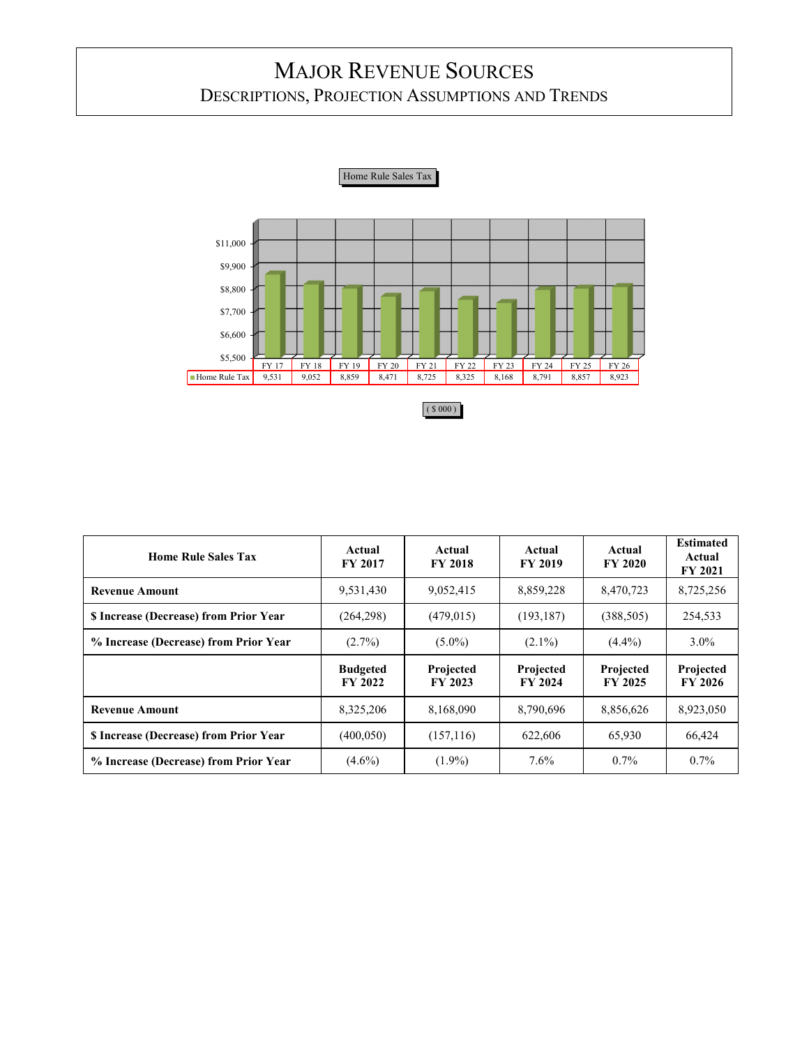# MAJOR REVENUE SOURCES

## DESCRIPTIONS, PROJECTION ASSUMPTIONS AND TRENDS

Home Rule Sales Tax

$11,000
$9,900
$8,800
$7,700
$6,600
$5,500

FY 17 FY 18 FY 19 FY 20 FY 21 FY 22 FY 23 FY 24 FY 25 FY 26

Home Rule Tax 9,531 9,052 8,859 8,471 8,725 8,325 8,168 8,791 8,857 8,923

( $ 000 )

| Home Rule Sales Tax | Actual FY 2017 | Actual FY 2018 | Actual FY 2019 | Actual FY 2020 | Estimated Actual FY 2021 |
|---|---|---|---|---|---|
| **Revenue Amount** | 9,531,430 | 9,052,415 | 8,859,228 | 8,470,723 | 8,725,256 |
| **$ Increase (Decrease) from Prior Year** | (264,298) | (479,015) | (193,187) | (388,505) | 254,533 |
| **% Increase (Decrease) from Prior Year** | (2.7%) | (5.0%) | (2.1%) | (4.4%) | 3.0% |
| | **Budgeted FY 2022** | **Projected FY 2023** | **Projected FY 2024** | **Projected FY 2025** | **Projected FY 2026** |
| **Revenue Amount** | 8,325,206 | 8,168,090 | 8,790,696 | 8,856,626 | 8,923,050 |
| **$ Increase (Decrease) from Prior Year** | (400,050) | (157,116) | 622,606 | 65,930 | 66,424 |
| **% Increase (Decrease) from Prior Year** | (4.6%) | (1.9%) | 7.6% | 0.7% | 0.7% |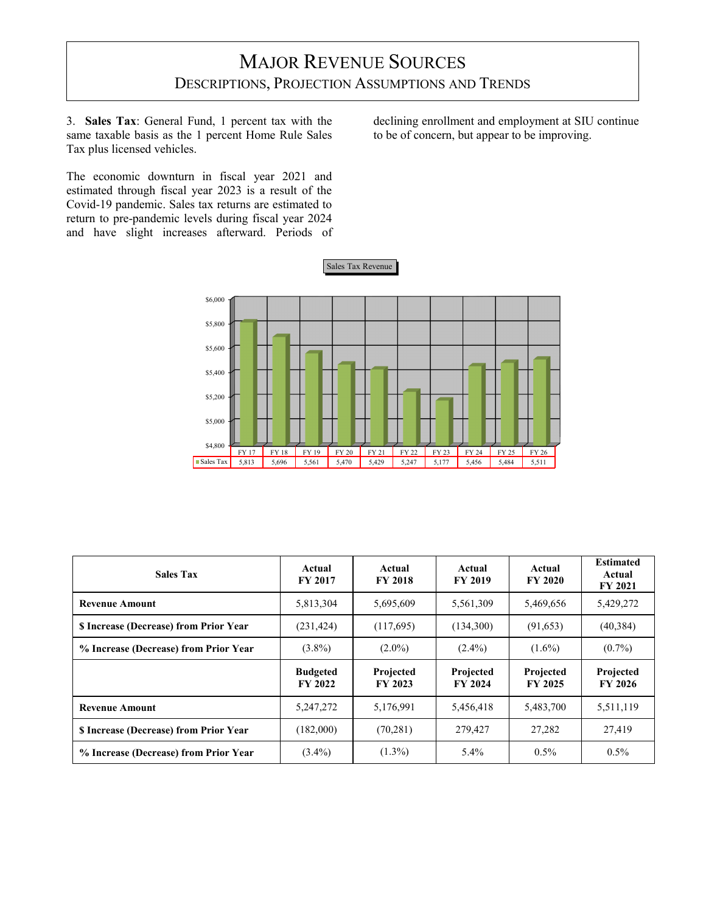# Major Revenue Sources

## Descriptions, Projection Assumptions and Trends

3. **Sales Tax**: General Fund, 1 percent tax with the same taxable basis as the 1 percent Home Rule Sales Tax plus licensed vehicles.

The economic downturn in fiscal year 2021 and estimated through fiscal year 2023 is a result of the Covid-19 pandemic. Sales tax returns are estimated to return to pre-pandemic levels during fiscal year 2024 and have slight increases afterward. Periods of declining enrollment and employment at SIU continue to be of concern, but appear to be improving.

Sales Tax Revenue

$6,000
$5,800
$5,600
$5,400
$5,200
$5,000
$4,800

FY 17 FY 18 FY 19 FY 20 FY 21 FY 22 FY 23 FY 24 FY 25 FY 26

Sales Tax 5,813 5,696 5,561 5,470 5,429 5,247 5,177 5,456 5,484 5,511

| Sales Tax | Actual FY 2017 | Actual FY 2018 | Actual FY 2019 | Actual FY 2020 | Estimated Actual FY 2021 |
|---|---|---|---|---|---|
| **Revenue Amount** | 5,813,304 | 5,695,609 | 5,561,309 | 5,469,656 | 5,429,272 |
| **$ Increase (Decrease) from Prior Year** | (231,424) | (117,695) | (134,300) | (91,653) | (40,384) |
| **% Increase (Decrease) from Prior Year** | (3.8%) | (2.0%) | (2.4%) | (1.6%) | (0.7%) |
| | **Budgeted FY 2022** | **Projected FY 2023** | **Projected FY 2024** | **Projected FY 2025** | **Projected FY 2026** |
| **Revenue Amount** | 5,247,272 | 5,176,991 | 5,456,418 | 5,483,700 | 5,511,119 |
| **$ Increase (Decrease) from Prior Year** | (182,000) | (70,281) | 279,427 | 27,282 | 27,419 |
| **% Increase (Decrease) from Prior Year** | (3.4%) | (1.3%) | 5.4% | 0.5% | 0.5% |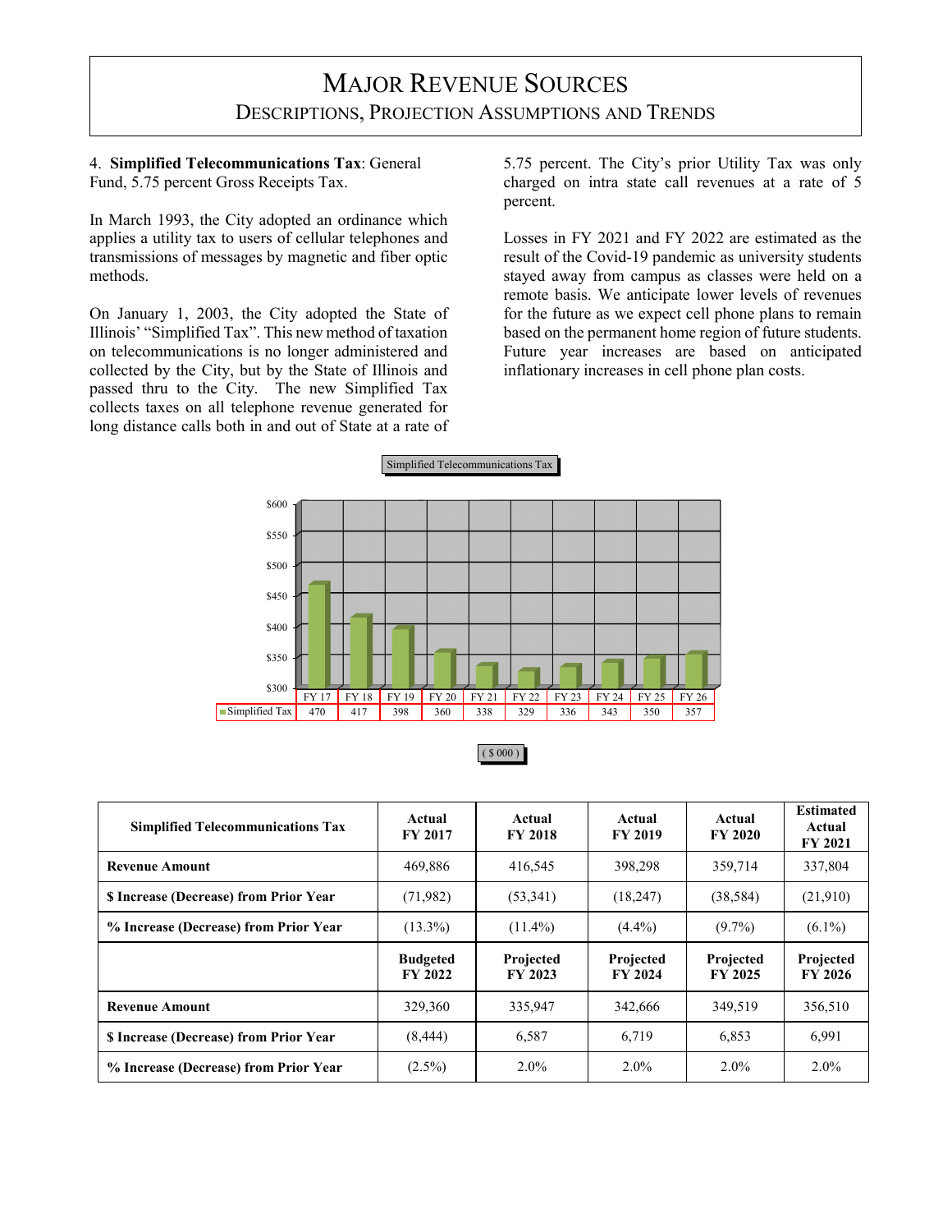# MAJOR REVENUE SOURCES

## DESCRIPTIONS, PROJECTION ASSUMPTIONS AND TRENDS

4. **Simplified Telecommunications Tax**: General Fund, 5.75 percent Gross Receipts Tax.

In March 1993, the City adopted an ordinance which applies a utility tax to users of cellular telephones and transmissions of messages by magnetic and fiber optic methods.

On January 1, 2003, the City adopted the State of Illinois' "Simplified Tax". This new method of taxation on telecommunications is no longer administered and collected by the City, but by the State of Illinois and passed thru to the City. The new Simplified Tax collects taxes on all telephone revenue generated for long distance calls both in and out of State at a rate of 5.75 percent. The City's prior Utility Tax was only charged on intra state call revenues at a rate of 5 percent.

Losses in FY 2021 and FY 2022 are estimated as the result of the Covid-19 pandemic as university students stayed away from campus as classes were held on a remote basis. We anticipate lower levels of revenues for the future as we expect cell phone plans to remain based on the permanent home region of future students. Future year increases are based on anticipated inflationary increases in cell phone plan costs.

Simplified Telecommunications Tax

$600
$550
$500
$450
$400
$350
$300

FY 17 FY 18 FY 19 FY 20 FY 21 FY 22 FY 23 FY 24 FY 25 FY 26

Simplified Tax 470 417 398 360 338 329 336 343 350 357

( $ 000 )

| Simplified Telecommunications Tax | Actual FY 2017 | Actual FY 2018 | Actual FY 2019 | Actual FY 2020 | Estimated Actual FY 2021 |
|---|---|---|---|---|---|
| **Revenue Amount** | 469,886 | 416,545 | 398,298 | 359,714 | 337,804 |
| **$ Increase (Decrease) from Prior Year** | (71,982) | (53,341) | (18,247) | (38,584) | (21,910) |
| **% Increase (Decrease) from Prior Year** | (13.3%) | (11.4%) | (4.4%) | (9.7%) | (6.1%) |
| | **Budgeted FY 2022** | **Projected FY 2023** | **Projected FY 2024** | **Projected FY 2025** | **Projected FY 2026** |
| **Revenue Amount** | 329,360 | 335,947 | 342,666 | 349,519 | 356,510 |
| **$ Increase (Decrease) from Prior Year** | (8,444) | 6,587 | 6,719 | 6,853 | 6,991 |
| **% Increase (Decrease) from Prior Year** | (2.5%) | 2.0% | 2.0% | 2.0% | 2.0% |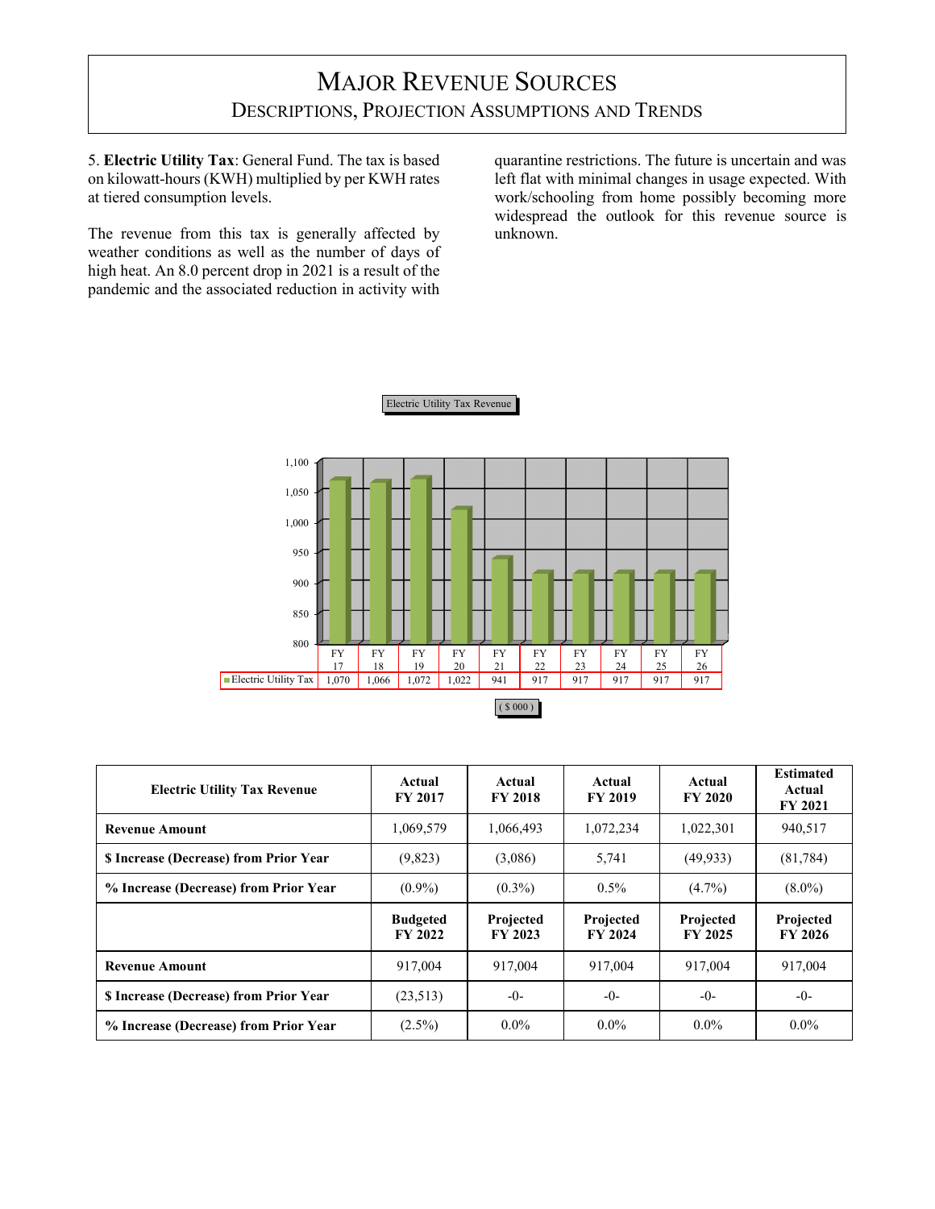# MAJOR REVENUE SOURCES

## DESCRIPTIONS, PROJECTION ASSUMPTIONS AND TRENDS

5. **Electric Utility Tax**: General Fund. The tax is based on kilowatt-hours (KWH) multiplied by per KWH rates at tiered consumption levels.

The revenue from this tax is generally affected by weather conditions as well as the number of days of high heat. An 8.0 percent drop in 2021 is a result of the pandemic and the associated reduction in activity with quarantine restrictions. The future is uncertain and was left flat with minimal changes in usage expected. With work/schooling from home possibly becoming more widespread the outlook for this revenue source is unknown.

Electric Utility Tax Revenue

1,100
1,050
1,000
950
900
850
800

FY 17 FY 18 FY 19 FY 20 FY 21 FY 22 FY 23 FY 24 FY 25 FY 26

Electric Utility Tax 1,070 1,066 1,072 1,022 941 917 917 917 917 917

( $ 000 )

| Electric Utility Tax Revenue | Actual FY 2017 | Actual FY 2018 | Actual FY 2019 | Actual FY 2020 | Estimated Actual FY 2021 |
|---|---|---|---|---|---|
| **Revenue Amount** | 1,069,579 | 1,066,493 | 1,072,234 | 1,022,301 | 940,517 |
| **$ Increase (Decrease) from Prior Year** | (9,823) | (3,086) | 5,741 | (49,933) | (81,784) |
| **% Increase (Decrease) from Prior Year** | (0.9%) | (0.3%) | 0.5% | (4.7%) | (8.0%) |
| | **Budgeted FY 2022** | **Projected FY 2023** | **Projected FY 2024** | **Projected FY 2025** | **Projected FY 2026** |
| **Revenue Amount** | 917,004 | 917,004 | 917,004 | 917,004 | 917,004 |
| **$ Increase (Decrease) from Prior Year** | (23,513) | -0- | -0- | -0- | -0- |
| **% Increase (Decrease) from Prior Year** | (2.5%) | 0.0% | 0.0% | 0.0% | 0.0% |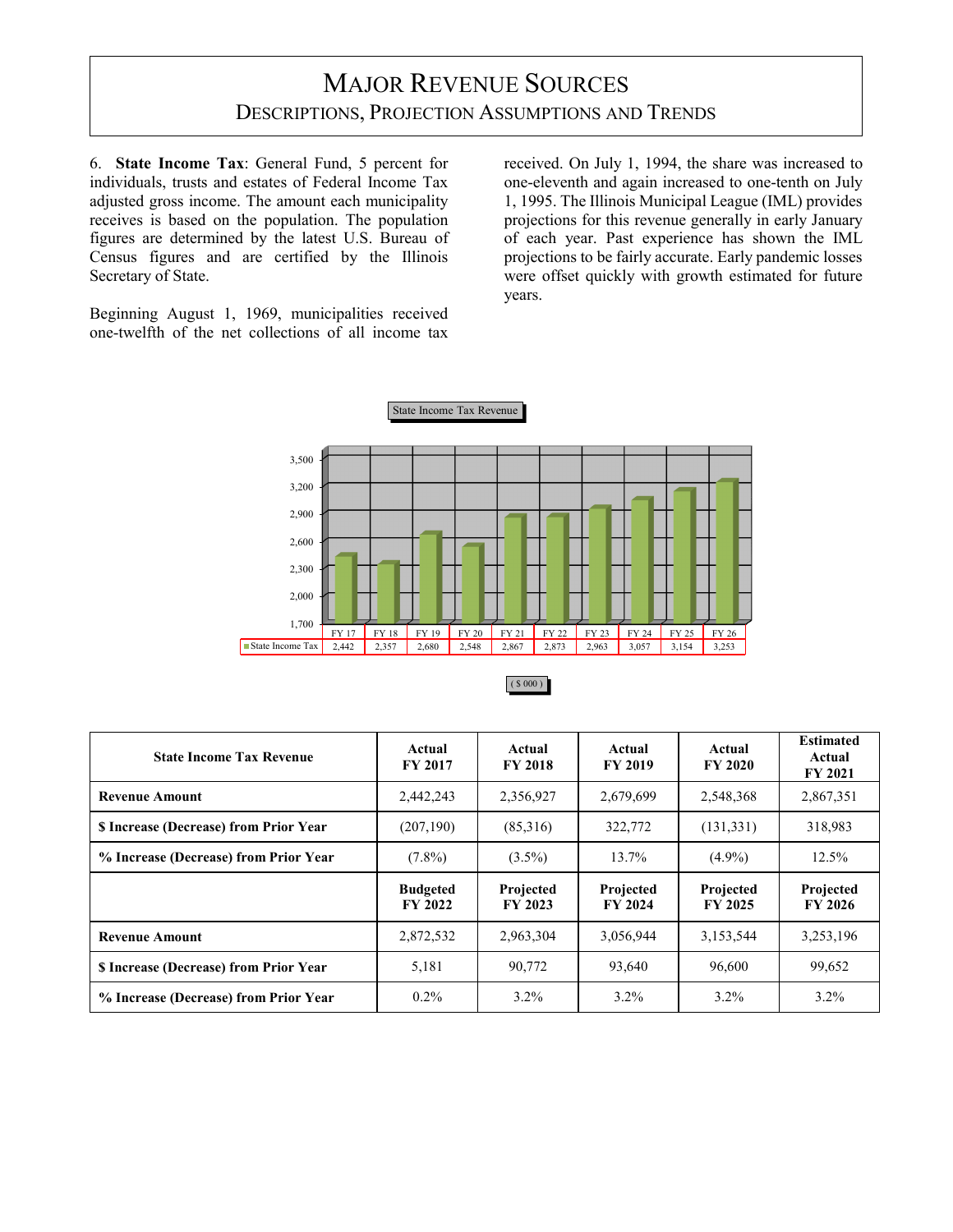# MAJOR REVENUE SOURCES

## DESCRIPTIONS, PROJECTION ASSUMPTIONS AND TRENDS

6. **State Income Tax**: General Fund, 5 percent for individuals, trusts and estates of Federal Income Tax adjusted gross income. The amount each municipality receives is based on the population. The population figures are determined by the latest U.S. Bureau of Census figures and are certified by the Illinois Secretary of State.

Beginning August 1, 1969, municipalities received one-twelfth of the net collections of all income tax received. On July 1, 1994, the share was increased to one-eleventh and again increased to one-tenth on July 1, 1995. The Illinois Municipal League (IML) provides projections for this revenue generally in early January of each year. Past experience has shown the IML projections to be fairly accurate. Early pandemic losses were offset quickly with growth estimated for future years.

State Income Tax Revenue

3,500
3,200
2,900
2,600
2,300
2,000
1,700

FY 17 FY 18 FY 19 FY 20 FY 21 FY 22 FY 23 FY 24 FY 25 FY 26

State Income Tax 2,442 2,357 2,680 2,548 2,867 2,873 2,963 3,057 3,154 3,253

( $ 000 )

| State Income Tax Revenue | Actual FY 2017 | Actual FY 2018 | Actual FY 2019 | Actual FY 2020 | Estimated Actual FY 2021 |
|---|---|---|---|---|---|
| **Revenue Amount** | 2,442,243 | 2,356,927 | 2,679,699 | 2,548,368 | 2,867,351 |
| **$ Increase (Decrease) from Prior Year** | (207,190) | (85,316) | 322,772 | (131,331) | 318,983 |
| **% Increase (Decrease) from Prior Year** | (7.8%) | (3.5%) | 13.7% | (4.9%) | 12.5% |
| | **Budgeted FY 2022** | **Projected FY 2023** | **Projected FY 2024** | **Projected FY 2025** | **Projected FY 2026** |
| **Revenue Amount** | 2,872,532 | 2,963,304 | 3,056,944 | 3,153,544 | 3,253,196 |
| **$ Increase (Decrease) from Prior Year** | 5,181 | 90,772 | 93,640 | 96,600 | 99,652 |
| **% Increase (Decrease) from Prior Year** | 0.2% | 3.2% | 3.2% | 3.2% | 3.2% |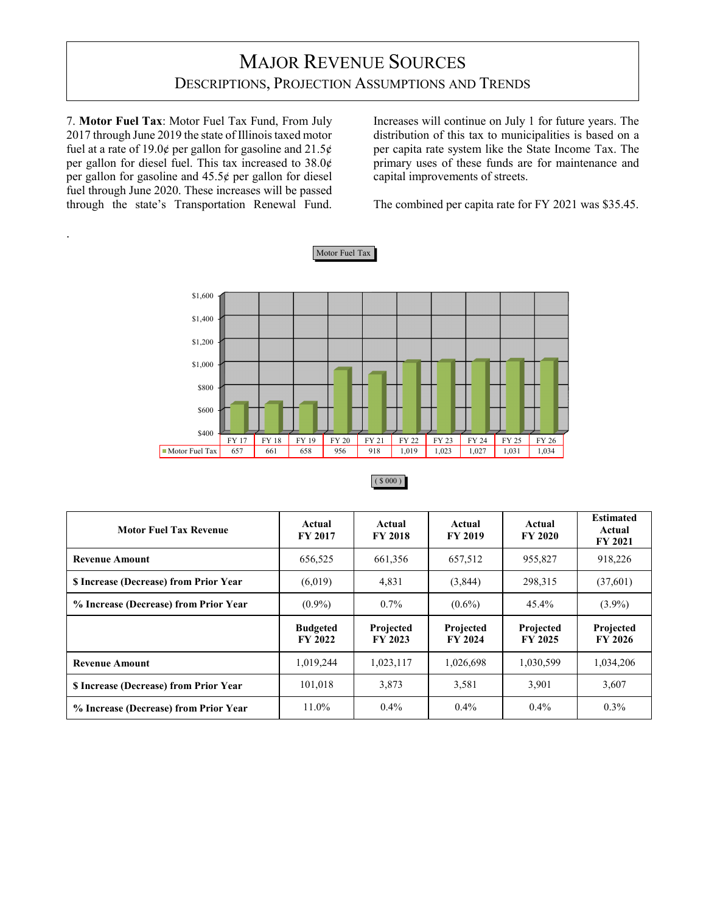# Major Revenue Sources
## Descriptions, Projection Assumptions and Trends

7. **Motor Fuel Tax**: Motor Fuel Tax Fund, From July 2017 through June 2019 the state of Illinois taxed motor fuel at a rate of 19.0¢ per gallon for gasoline and 21.5¢ per gallon for diesel fuel. This tax increased to 38.0¢ per gallon for gasoline and 45.5¢ per gallon for diesel fuel through June 2020. These increases will be passed through the state's Transportation Renewal Fund. Increases will continue on July 1 for future years. The distribution of this tax to municipalities is based on a per capita rate system like the State Income Tax. The primary uses of these funds are for maintenance and capital improvements of streets.

The combined per capita rate for FY 2021 was $35.45.

.

Motor Fuel Tax

$1,600
$1,400
$1,200
$1,000
$800
$600
$400

FY 17 FY 18 FY 19 FY 20 FY 21 FY 22 FY 23 FY 24 FY 25 FY 26

Motor Fuel Tax 657 661 658 956 918 1,019 1,023 1,027 1,031 1,034

( $ 000 )

| Motor Fuel Tax Revenue | Actual FY 2017 | Actual FY 2018 | Actual FY 2019 | Actual FY 2020 | Estimated Actual FY 2021 |
|---|---|---|---|---|---|
| **Revenue Amount** | 656,525 | 661,356 | 657,512 | 955,827 | 918,226 |
| **$ Increase (Decrease) from Prior Year** | (6,019) | 4,831 | (3,844) | 298,315 | (37,601) |
| **% Increase (Decrease) from Prior Year** | (0.9%) | 0.7% | (0.6%) | 45.4% | (3.9%) |
| | **Budgeted FY 2022** | **Projected FY 2023** | **Projected FY 2024** | **Projected FY 2025** | **Projected FY 2026** |
| **Revenue Amount** | 1,019,244 | 1,023,117 | 1,026,698 | 1,030,599 | 1,034,206 |
| **$ Increase (Decrease) from Prior Year** | 101,018 | 3,873 | 3,581 | 3,901 | 3,607 |
| **% Increase (Decrease) from Prior Year** | 11.0% | 0.4% | 0.4% | 0.4% | 0.3% |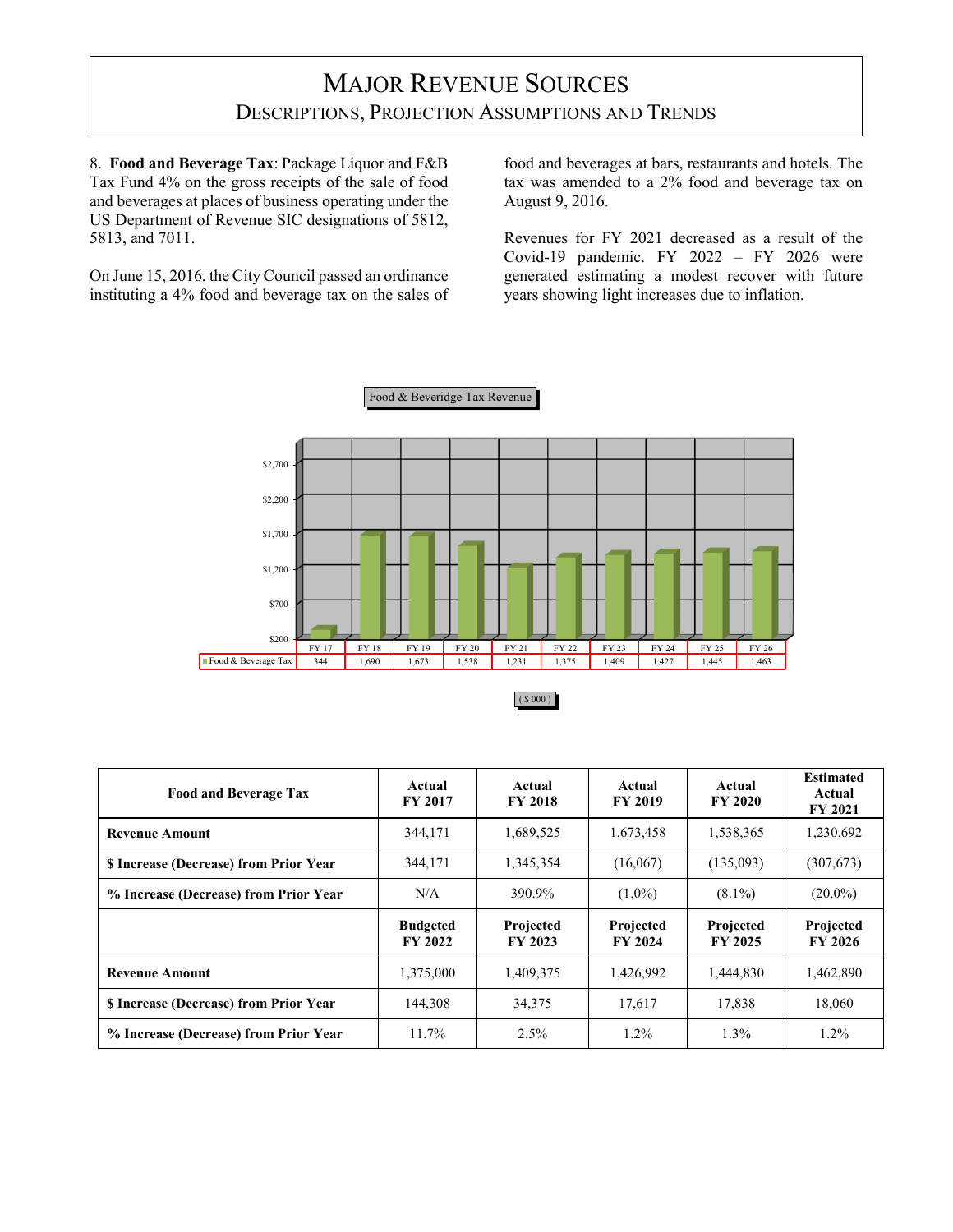# MAJOR REVENUE SOURCES
## DESCRIPTIONS, PROJECTION ASSUMPTIONS AND TRENDS

8. **Food and Beverage Tax**: Package Liquor and F&B Tax Fund 4% on the gross receipts of the sale of food and beverages at places of business operating under the US Department of Revenue SIC designations of 5812, 5813, and 7011.

On June 15, 2016, the City Council passed an ordinance instituting a 4% food and beverage tax on the sales of food and beverages at bars, restaurants and hotels. The tax was amended to a 2% food and beverage tax on August 9, 2016.

Revenues for FY 2021 decreased as a result of the Covid-19 pandemic. FY 2022 – FY 2026 were generated estimating a modest recover with future years showing light increases due to inflation.

Food & Beveridge Tax Revenue

$2,700
$2,200
$1,700
$1,200
$700
$200

FY 17 FY 18 FY 19 FY 20 FY 21 FY 22 FY 23 FY 24 FY 25 FY 26

Food & Beverage Tax 344 1,690 1,673 1,538 1,231 1,375 1,409 1,427 1,445 1,463

( $ 000 )

| Food and Beverage Tax | Actual FY 2017 | Actual FY 2018 | Actual FY 2019 | Actual FY 2020 | Estimated Actual FY 2021 |
|---|---|---|---|---|---|
| **Revenue Amount** | 344,171 | 1,689,525 | 1,673,458 | 1,538,365 | 1,230,692 |
| **$ Increase (Decrease) from Prior Year** | 344,171 | 1,345,354 | (16,067) | (135,093) | (307,673) |
| **% Increase (Decrease) from Prior Year** | N/A | 390.9% | (1.0%) | (8.1%) | (20.0%) |
| | **Budgeted FY 2022** | **Projected FY 2023** | **Projected FY 2024** | **Projected FY 2025** | **Projected FY 2026** |
| **Revenue Amount** | 1,375,000 | 1,409,375 | 1,426,992 | 1,444,830 | 1,462,890 |
| **$ Increase (Decrease) from Prior Year** | 144,308 | 34,375 | 17,617 | 17,838 | 18,060 |
| **% Increase (Decrease) from Prior Year** | 11.7% | 2.5% | 1.2% | 1.3% | 1.2% |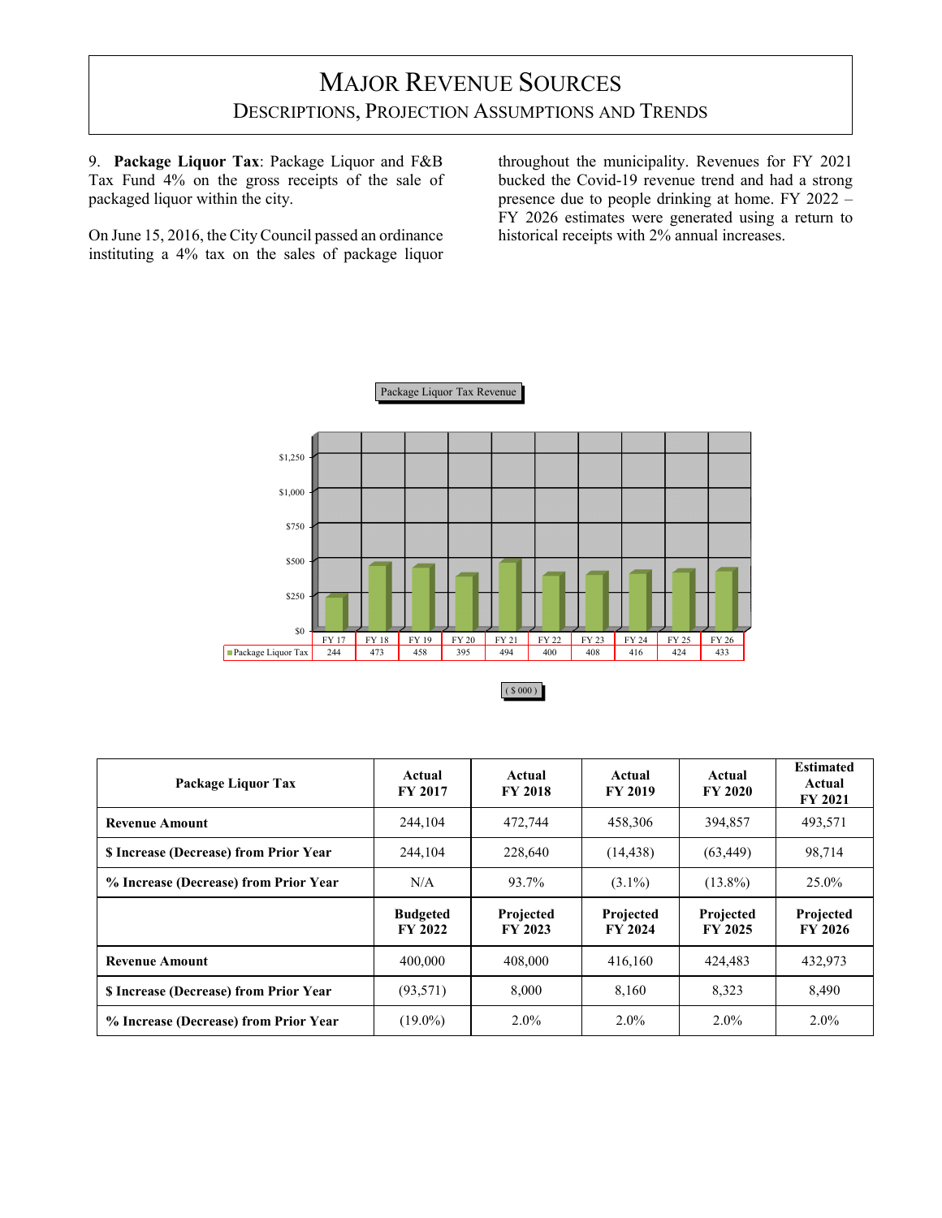# MAJOR REVENUE SOURCES

## DESCRIPTIONS, PROJECTION ASSUMPTIONS AND TRENDS

9. **Package Liquor Tax**: Package Liquor and F&B Tax Fund 4% on the gross receipts of the sale of packaged liquor within the city.

On June 15, 2016, the City Council passed an ordinance instituting a 4% tax on the sales of package liquor throughout the municipality. Revenues for FY 2021 bucked the Covid-19 revenue trend and had a strong presence due to people drinking at home. FY 2022 – FY 2026 estimates were generated using a return to historical receipts with 2% annual increases.

Package Liquor Tax Revenue

$1,250
$1,000
$750
$500
$250
$0

FY 17 FY 18 FY 19 FY 20 FY 21 FY 22 FY 23 FY 24 FY 25 FY 26

Package Liquor Tax 244 473 458 395 494 400 408 416 424 433

( $ 000 )

| Package Liquor Tax | Actual FY 2017 | Actual FY 2018 | Actual FY 2019 | Actual FY 2020 | Estimated Actual FY 2021 |
|---|---|---|---|---|---|
| **Revenue Amount** | 244,104 | 472,744 | 458,306 | 394,857 | 493,571 |
| **$ Increase (Decrease) from Prior Year** | 244,104 | 228,640 | (14,438) | (63,449) | 98,714 |
| **% Increase (Decrease) from Prior Year** | N/A | 93.7% | (3.1%) | (13.8%) | 25.0% |
| | **Budgeted FY 2022** | **Projected FY 2023** | **Projected FY 2024** | **Projected FY 2025** | **Projected FY 2026** |
| **Revenue Amount** | 400,000 | 408,000 | 416,160 | 424,483 | 432,973 |
| **$ Increase (Decrease) from Prior Year** | (93,571) | 8,000 | 8,160 | 8,323 | 8,490 |
| **% Increase (Decrease) from Prior Year** | (19.0%) | 2.0% | 2.0% | 2.0% | 2.0% |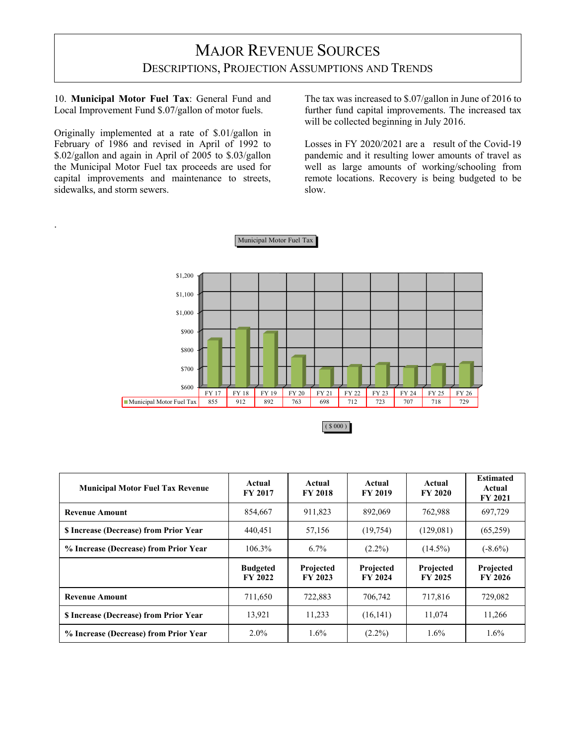# MAJOR REVENUE SOURCES

## DESCRIPTIONS, PROJECTION ASSUMPTIONS AND TRENDS

10. **Municipal Motor Fuel Tax**: General Fund and Local Improvement Fund $.07/gallon of motor fuels.

Originally implemented at a rate of $.01/gallon in February of 1986 and revised in April of 1992 to $.02/gallon and again in April of 2005 to $.03/gallon the Municipal Motor Fuel tax proceeds are used for capital improvements and maintenance to streets, sidewalks, and storm sewers.

The tax was increased to $.07/gallon in June of 2016 to further fund capital improvements. The increased tax will be collected beginning in July 2016.

Losses in FY 2020/2021 are a result of the Covid-19 pandemic and it resulting lower amounts of travel as well as large amounts of working/schooling from remote locations. Recovery is being budgeted to be slow.

.

Municipal Motor Fuel Tax

$1,200
$1,100
$1,000
$900
$800
$700
$600

FY 17 FY 18 FY 19 FY 20 FY 21 FY 22 FY 23 FY 24 FY 25 FY 26

Municipal Motor Fuel Tax 855 912 892 763 698 712 723 707 718 729

( $ 000 )

| Municipal Motor Fuel Tax Revenue | Actual FY 2017 | Actual FY 2018 | Actual FY 2019 | Actual FY 2020 | Estimated Actual FY 2021 |
|---|---|---|---|---|---|
| **Revenue Amount** | 854,667 | 911,823 | 892,069 | 762,988 | 697,729 |
| **$ Increase (Decrease) from Prior Year** | 440,451 | 57,156 | (19,754) | (129,081) | (65,259) |
| **% Increase (Decrease) from Prior Year** | 106.3% | 6.7% | (2.2%) | (14.5%) | (-8.6%) |
| | **Budgeted FY 2022** | **Projected FY 2023** | **Projected FY 2024** | **Projected FY 2025** | **Projected FY 2026** |
| **Revenue Amount** | 711,650 | 722,883 | 706,742 | 717,816 | 729,082 |
| **$ Increase (Decrease) from Prior Year** | 13,921 | 11,233 | (16,141) | 11,074 | 11,266 |
| **% Increase (Decrease) from Prior Year** | 2.0% | 1.6% | (2.2%) | 1.6% | 1.6% |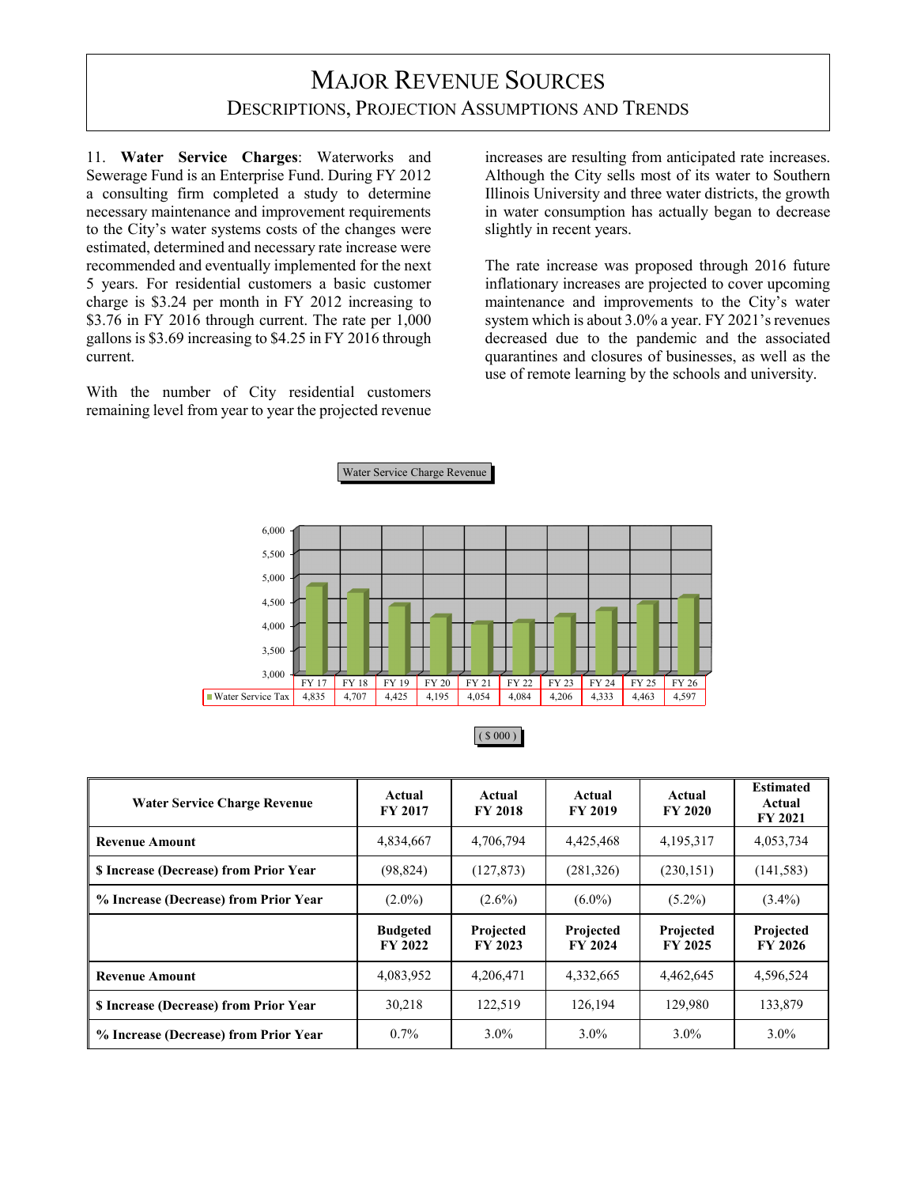# Major Revenue Sources

## Descriptions, Projection Assumptions and Trends

11. **Water Service Charges**: Waterworks and Sewerage Fund is an Enterprise Fund. During FY 2012 a consulting firm completed a study to determine necessary maintenance and improvement requirements to the City's water systems costs of the changes were estimated, determined and necessary rate increase were recommended and eventually implemented for the next 5 years. For residential customers a basic customer charge is $3.24 per month in FY 2012 increasing to $3.76 in FY 2016 through current. The rate per 1,000 gallons is $3.69 increasing to $4.25 in FY 2016 through current.

With the number of City residential customers remaining level from year to year the projected revenue increases are resulting from anticipated rate increases. Although the City sells most of its water to Southern Illinois University and three water districts, the growth in water consumption has actually began to decrease slightly in recent years.

The rate increase was proposed through 2016 future inflationary increases are projected to cover upcoming maintenance and improvements to the City's water system which is about 3.0% a year. FY 2021's revenues decreased due to the pandemic and the associated quarantines and closures of businesses, as well as the use of remote learning by the schools and university.

Water Service Charge Revenue

6,000
5,500
5,000
4,500
4,000
3,500
3,000

FY 17, FY 18, FY 19, FY 20, FY 21, FY 22, FY 23, FY 24, FY 25, FY 26

Water Service Tax: 4,835, 4,707, 4,425, 4,195, 4,054, 4,084, 4,206, 4,333, 4,463, 4,597

( $ 000 )

| Water Service Charge Revenue | Actual FY 2017 | Actual FY 2018 | Actual FY 2019 | Actual FY 2020 | Estimated Actual FY 2021 |
|---|---|---|---|---|---|
| **Revenue Amount** | 4,834,667 | 4,706,794 | 4,425,468 | 4,195,317 | 4,053,734 |
| **$ Increase (Decrease) from Prior Year** | (98,824) | (127,873) | (281,326) | (230,151) | (141,583) |
| **% Increase (Decrease) from Prior Year** | (2.0%) | (2.6%) | (6.0%) | (5.2%) | (3.4%) |
| | **Budgeted FY 2022** | **Projected FY 2023** | **Projected FY 2024** | **Projected FY 2025** | **Projected FY 2026** |
| **Revenue Amount** | 4,083,952 | 4,206,471 | 4,332,665 | 4,462,645 | 4,596,524 |
| **$ Increase (Decrease) from Prior Year** | 30,218 | 122,519 | 126,194 | 129,980 | 133,879 |
| **% Increase (Decrease) from Prior Year** | 0.7% | 3.0% | 3.0% | 3.0% | 3.0% |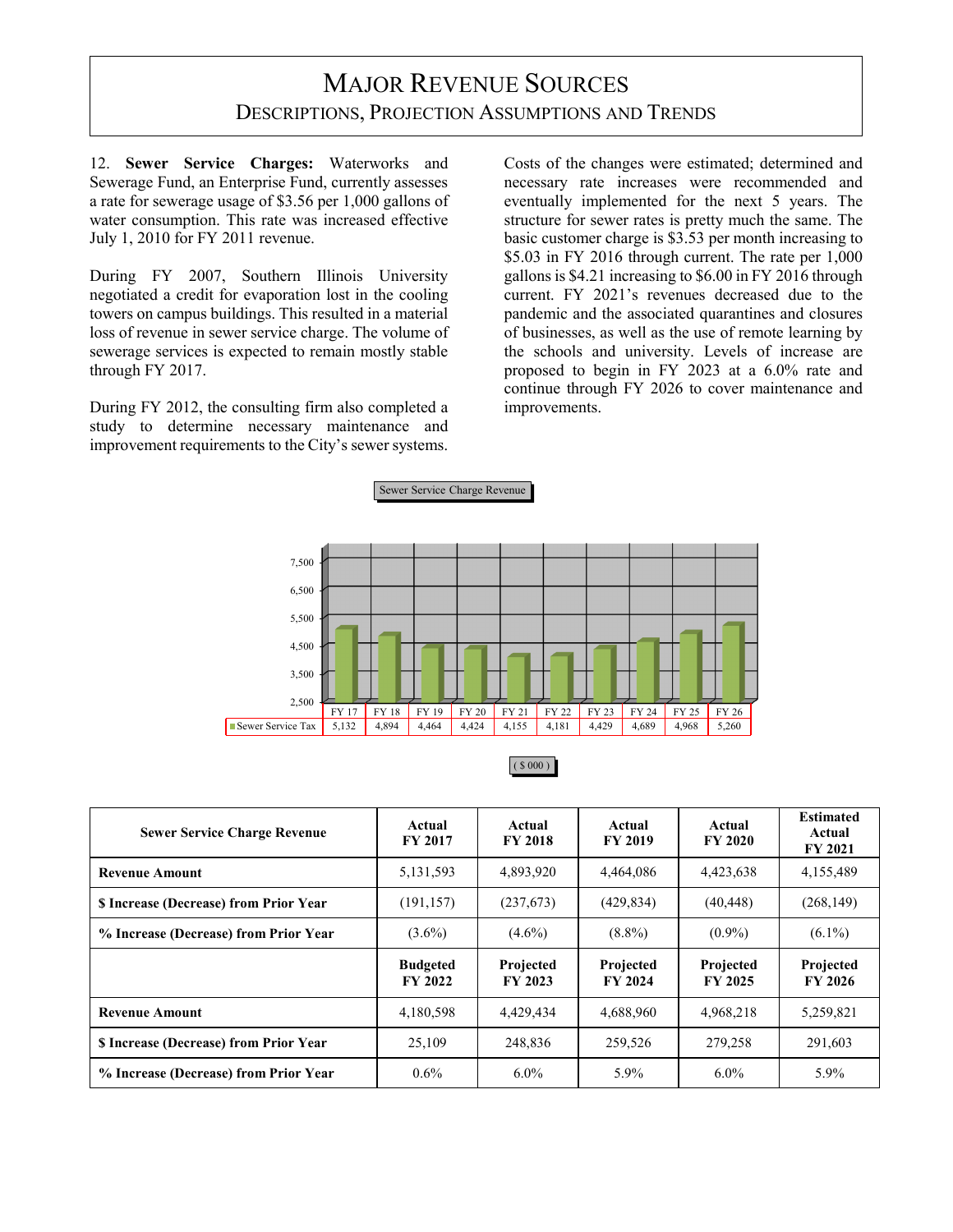# Major Revenue Sources

## Descriptions, Projection Assumptions and Trends

12. **Sewer Service Charges:** Waterworks and Sewerage Fund, an Enterprise Fund, currently assesses a rate for sewerage usage of $3.56 per 1,000 gallons of water consumption. This rate was increased effective July 1, 2010 for FY 2011 revenue.

During FY 2007, Southern Illinois University negotiated a credit for evaporation lost in the cooling towers on campus buildings. This resulted in a material loss of revenue in sewer service charge. The volume of sewerage services is expected to remain mostly stable through FY 2017.

During FY 2012, the consulting firm also completed a study to determine necessary maintenance and improvement requirements to the City's sewer systems. Costs of the changes were estimated; determined and necessary rate increases were recommended and eventually implemented for the next 5 years. The structure for sewer rates is pretty much the same. The basic customer charge is $3.53 per month increasing to $5.03 in FY 2016 through current. The rate per 1,000 gallons is $4.21 increasing to $6.00 in FY 2016 through current. FY 2021's revenues decreased due to the pandemic and the associated quarantines and closures of businesses, as well as the use of remote learning by the schools and university. Levels of increase are proposed to begin in FY 2023 at a 6.0% rate and continue through FY 2026 to cover maintenance and improvements.

Sewer Service Charge Revenue

7,500
6,500
5,500
4,500
3,500
2,500

FY 17 FY 18 FY 19 FY 20 FY 21 FY 22 FY 23 FY 24 FY 25 FY 26

Sewer Service Tax 5,132 4,894 4,464 4,424 4,155 4,181 4,429 4,689 4,968 5,260

( $ 000 )

| Sewer Service Charge Revenue | Actual FY 2017 | Actual FY 2018 | Actual FY 2019 | Actual FY 2020 | Estimated Actual FY 2021 |
|---|---|---|---|---|---|
| **Revenue Amount** | 5,131,593 | 4,893,920 | 4,464,086 | 4,423,638 | 4,155,489 |
| **$ Increase (Decrease) from Prior Year** | (191,157) | (237,673) | (429,834) | (40,448) | (268,149) |
| **% Increase (Decrease) from Prior Year** | (3.6%) | (4.6%) | (8.8%) | (0.9%) | (6.1%) |
| | **Budgeted FY 2022** | **Projected FY 2023** | **Projected FY 2024** | **Projected FY 2025** | **Projected FY 2026** |
| **Revenue Amount** | 4,180,598 | 4,429,434 | 4,688,960 | 4,968,218 | 5,259,821 |
| **$ Increase (Decrease) from Prior Year** | 25,109 | 248,836 | 259,526 | 279,258 | 291,603 |
| **% Increase (Decrease) from Prior Year** | 0.6% | 6.0% | 5.9% | 6.0% | 5.9% |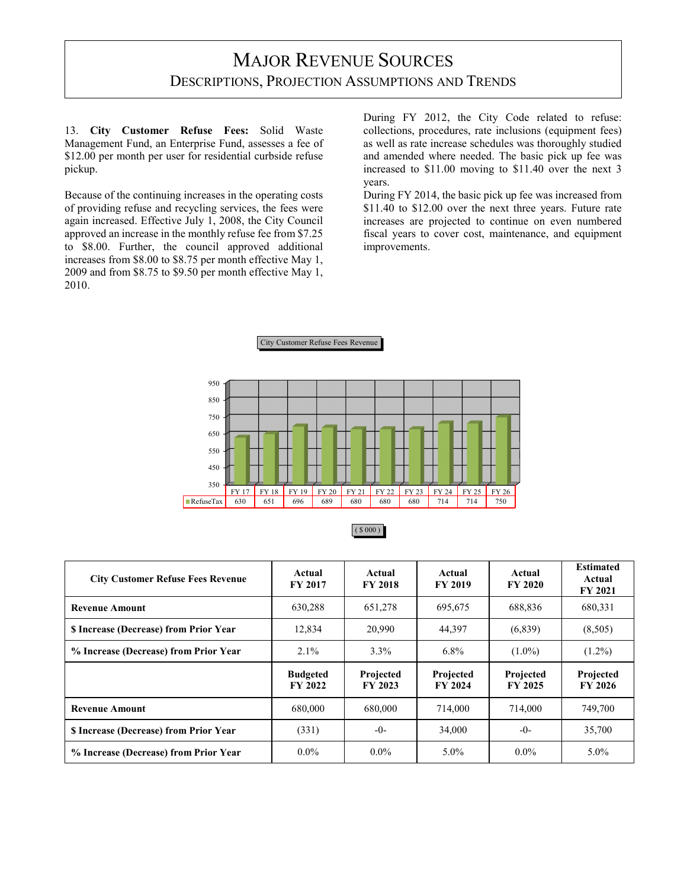# MAJOR REVENUE SOURCES

## DESCRIPTIONS, PROJECTION ASSUMPTIONS AND TRENDS

13. **City Customer Refuse Fees:** Solid Waste Management Fund, an Enterprise Fund, assesses a fee of $12.00 per month per user for residential curbside refuse pickup.

Because of the continuing increases in the operating costs of providing refuse and recycling services, the fees were again increased. Effective July 1, 2008, the City Council approved an increase in the monthly refuse fee from $7.25 to $8.00. Further, the council approved additional increases from $8.00 to $8.75 per month effective May 1, 2009 and from $8.75 to $9.50 per month effective May 1, 2010.

During FY 2012, the City Code related to refuse: collections, procedures, rate inclusions (equipment fees) as well as rate increase schedules was thoroughly studied and amended where needed. The basic pick up fee was increased to $11.00 moving to $11.40 over the next 3 years.

During FY 2014, the basic pick up fee was increased from $11.40 to $12.00 over the next three years. Future rate increases are projected to continue on even numbered fiscal years to cover cost, maintenance, and equipment improvements.

City Customer Refuse Fees Revenue

950
850
750
650
550
450
350

FY 17 FY 18 FY 19 FY 20 FY 21 FY 22 FY 23 FY 24 FY 25 FY 26

RefuseTax 630 651 696 689 680 680 680 714 714 750

( $ 000 )

| City Customer Refuse Fees Revenue | Actual FY 2017 | Actual FY 2018 | Actual FY 2019 | Actual FY 2020 | Estimated Actual FY 2021 |
|---|---|---|---|---|---|
| **Revenue Amount** | 630,288 | 651,278 | 695,675 | 688,836 | 680,331 |
| **$ Increase (Decrease) from Prior Year** | 12,834 | 20,990 | 44,397 | (6,839) | (8,505) |
| **% Increase (Decrease) from Prior Year** | 2.1% | 3.3% | 6.8% | (1.0%) | (1.2%) |
| | **Budgeted FY 2022** | **Projected FY 2023** | **Projected FY 2024** | **Projected FY 2025** | **Projected FY 2026** |
| **Revenue Amount** | 680,000 | 680,000 | 714,000 | 714,000 | 749,700 |
| **$ Increase (Decrease) from Prior Year** | (331) | -0- | 34,000 | -0- | 35,700 |
| **% Increase (Decrease) from Prior Year** | 0.0% | 0.0% | 5.0% | 0.0% | 5.0% |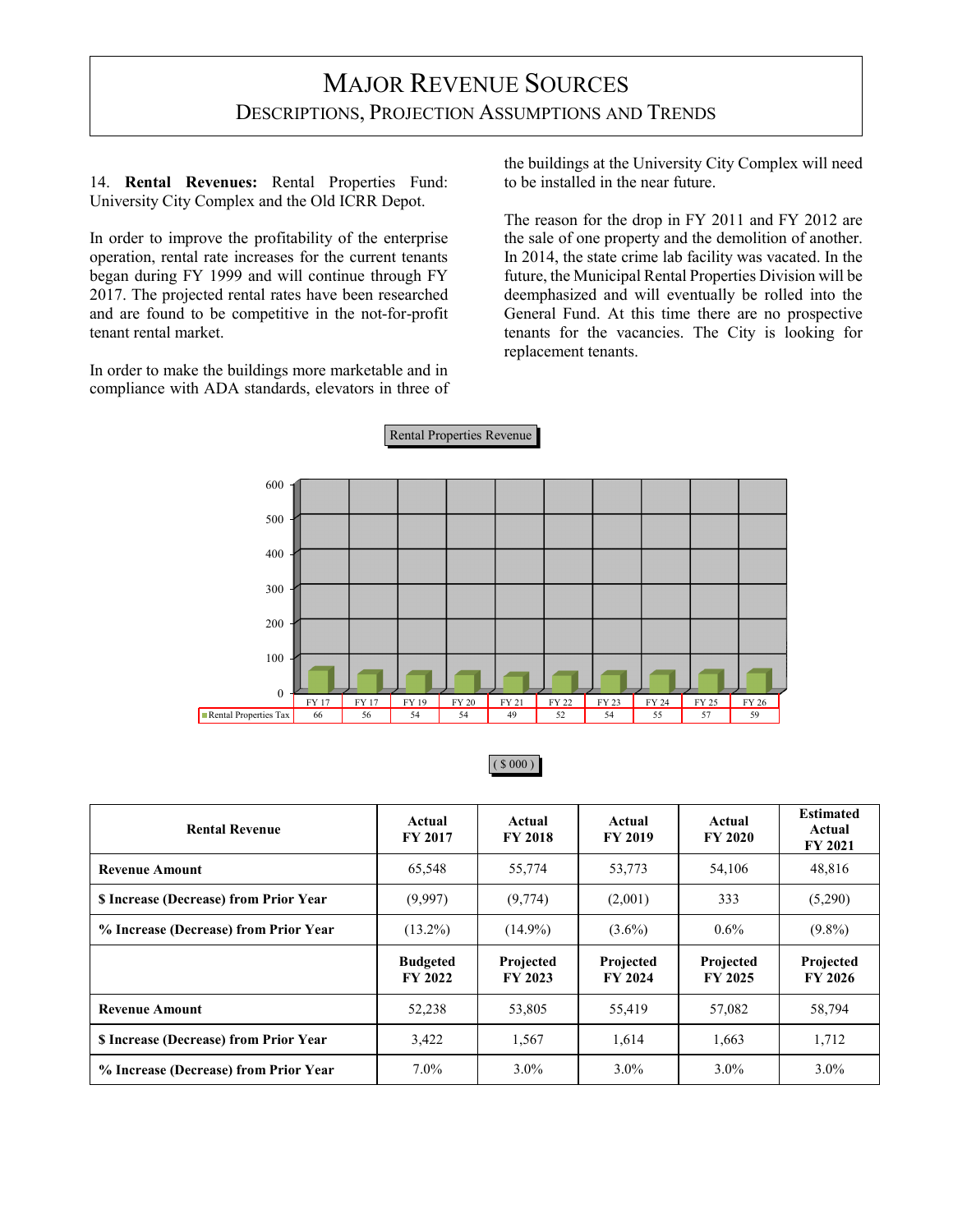# MAJOR REVENUE SOURCES

## DESCRIPTIONS, PROJECTION ASSUMPTIONS AND TRENDS

14. **Rental Revenues:** Rental Properties Fund: University City Complex and the Old ICRR Depot.

In order to improve the profitability of the enterprise operation, rental rate increases for the current tenants began during FY 1999 and will continue through FY 2017. The projected rental rates have been researched and are found to be competitive in the not-for-profit tenant rental market.

In order to make the buildings more marketable and in compliance with ADA standards, elevators in three of the buildings at the University City Complex will need to be installed in the near future.

The reason for the drop in FY 2011 and FY 2012 are the sale of one property and the demolition of another. In 2014, the state crime lab facility was vacated. In the future, the Municipal Rental Properties Division will be deemphasized and will eventually be rolled into the General Fund. At this time there are no prospective tenants for the vacancies. The City is looking for replacement tenants.

Rental Properties Revenue

600
500
400
300
200
100
0

FY 17 FY 17 FY 19 FY 20 FY 21 FY 22 FY 23 FY 24 FY 25 FY 26

Rental Properties Tax 66 56 54 54 49 52 54 55 57 59

( $ 000 )

| Rental Revenue | Actual FY 2017 | Actual FY 2018 | Actual FY 2019 | Actual FY 2020 | Estimated Actual FY 2021 |
|---|---|---|---|---|---|
| **Revenue Amount** | 65,548 | 55,774 | 53,773 | 54,106 | 48,816 |
| **$ Increase (Decrease) from Prior Year** | (9,997) | (9,774) | (2,001) | 333 | (5,290) |
| **% Increase (Decrease) from Prior Year** | (13.2%) | (14.9%) | (3.6%) | 0.6% | (9.8%) |
| | **Budgeted FY 2022** | **Projected FY 2023** | **Projected FY 2024** | **Projected FY 2025** | **Projected FY 2026** |
| **Revenue Amount** | 52,238 | 53,805 | 55,419 | 57,082 | 58,794 |
| **$ Increase (Decrease) from Prior Year** | 3,422 | 1,567 | 1,614 | 1,663 | 1,712 |
| **% Increase (Decrease) from Prior Year** | 7.0% | 3.0% | 3.0% | 3.0% | 3.0% |